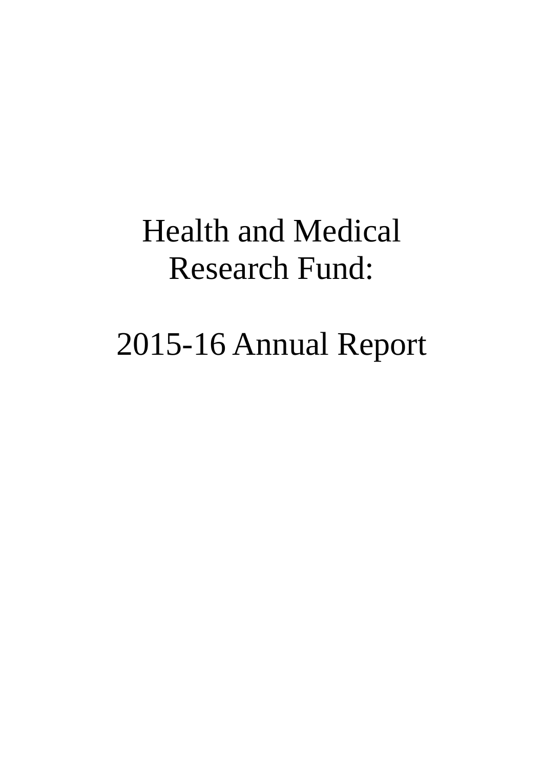# Health and Medical Research Fund:

# 2015-16 Annual Report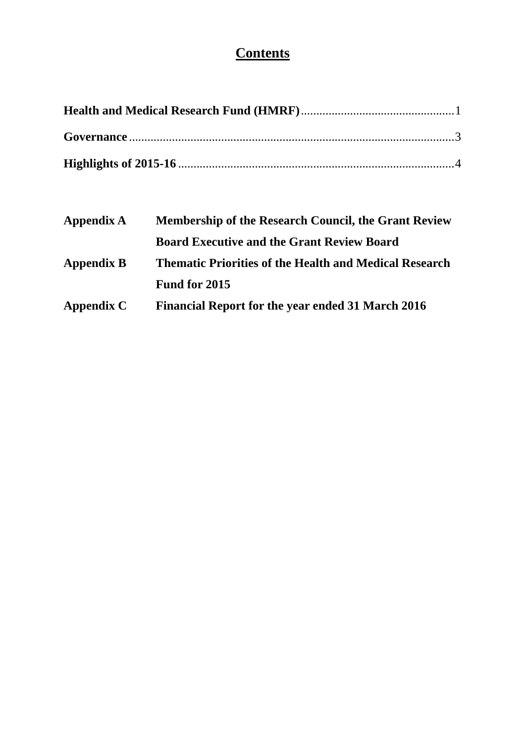# Contents

**Health and Medical Research Fund (HMRF)** .................................................1

**Governance** .......................................................................................................3

**Highlights of 2015-16** ......................................................................................4

| | |
|---|---|
| **Appendix A** | **Membership of the Research Council, the Grant Review Board Executive and the Grant Review Board** |
| **Appendix B** | **Thematic Priorities of the Health and Medical Research Fund for 2015** |
| **Appendix C** | **Financial Report for the year ended 31 March 2016** |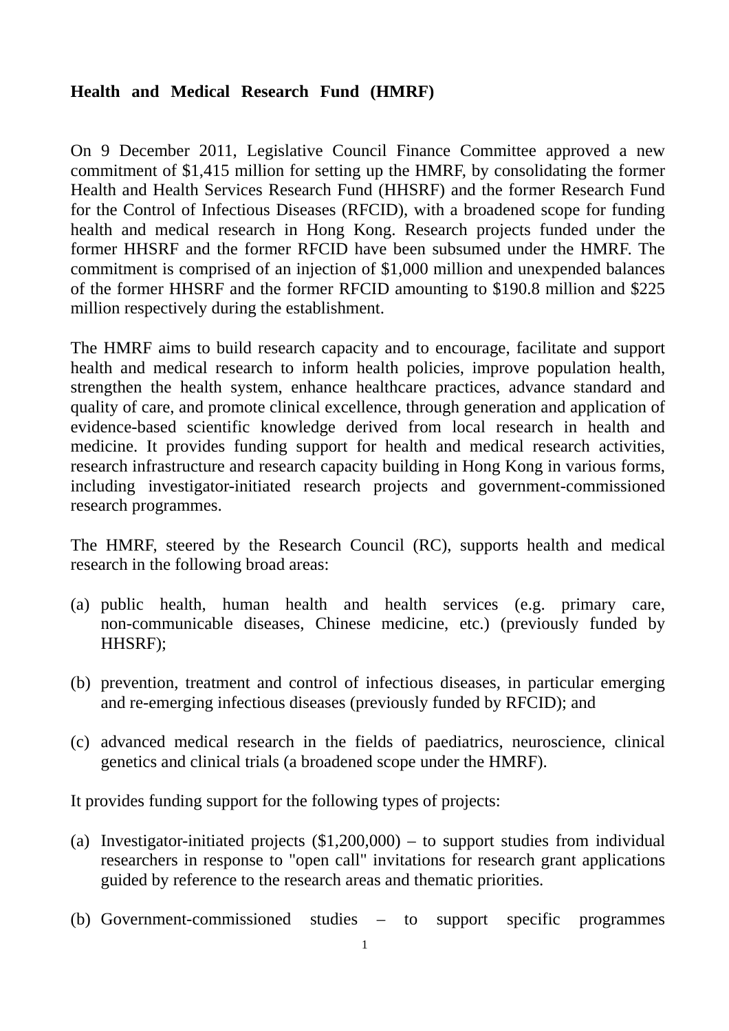**Health and Medical Research Fund (HMRF)**

On 9 December 2011, Legislative Council Finance Committee approved a new commitment of $1,415 million for setting up the HMRF, by consolidating the former Health and Health Services Research Fund (HHSRF) and the former Research Fund for the Control of Infectious Diseases (RFCID), with a broadened scope for funding health and medical research in Hong Kong. Research projects funded under the former HHSRF and the former RFCID have been subsumed under the HMRF. The commitment is comprised of an injection of $1,000 million and unexpended balances of the former HHSRF and the former RFCID amounting to $190.8 million and $225 million respectively during the establishment.

The HMRF aims to build research capacity and to encourage, facilitate and support health and medical research to inform health policies, improve population health, strengthen the health system, enhance healthcare practices, advance standard and quality of care, and promote clinical excellence, through generation and application of evidence-based scientific knowledge derived from local research in health and medicine. It provides funding support for health and medical research activities, research infrastructure and research capacity building in Hong Kong in various forms, including investigator-initiated research projects and government-commissioned research programmes.

The HMRF, steered by the Research Council (RC), supports health and medical research in the following broad areas:

(a) public health, human health and health services (e.g. primary care, non-communicable diseases, Chinese medicine, etc.) (previously funded by HHSRF);

(b) prevention, treatment and control of infectious diseases, in particular emerging and re-emerging infectious diseases (previously funded by RFCID); and

(c) advanced medical research in the fields of paediatrics, neuroscience, clinical genetics and clinical trials (a broadened scope under the HMRF).

It provides funding support for the following types of projects:

(a) Investigator-initiated projects ($1,200,000) – to support studies from individual researchers in response to "open call" invitations for research grant applications guided by reference to the research areas and thematic priorities.

(b) Government-commissioned studies – to support specific programmes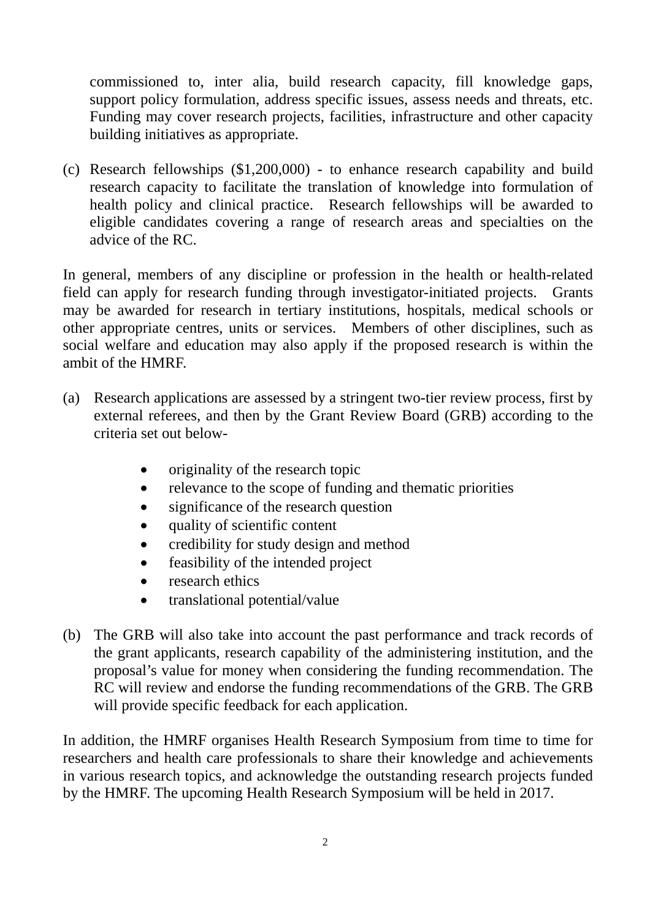commissioned to, inter alia, build research capacity, fill knowledge gaps, support policy formulation, address specific issues, assess needs and threats, etc. Funding may cover research projects, facilities, infrastructure and other capacity building initiatives as appropriate.

(c) Research fellowships ($1,200,000) - to enhance research capability and build research capacity to facilitate the translation of knowledge into formulation of health policy and clinical practice. Research fellowships will be awarded to eligible candidates covering a range of research areas and specialties on the advice of the RC.

In general, members of any discipline or profession in the health or health-related field can apply for research funding through investigator-initiated projects. Grants may be awarded for research in tertiary institutions, hospitals, medical schools or other appropriate centres, units or services. Members of other disciplines, such as social welfare and education may also apply if the proposed research is within the ambit of the HMRF.

(a) Research applications are assessed by a stringent two-tier review process, first by external referees, and then by the Grant Review Board (GRB) according to the criteria set out below-

- originality of the research topic
- relevance to the scope of funding and thematic priorities
- significance of the research question
- quality of scientific content
- credibility for study design and method
- feasibility of the intended project
- research ethics
- translational potential/value

(b) The GRB will also take into account the past performance and track records of the grant applicants, research capability of the administering institution, and the proposal's value for money when considering the funding recommendation. The RC will review and endorse the funding recommendations of the GRB. The GRB will provide specific feedback for each application.

In addition, the HMRF organises Health Research Symposium from time to time for researchers and health care professionals to share their knowledge and achievements in various research topics, and acknowledge the outstanding research projects funded by the HMRF. The upcoming Health Research Symposium will be held in 2017.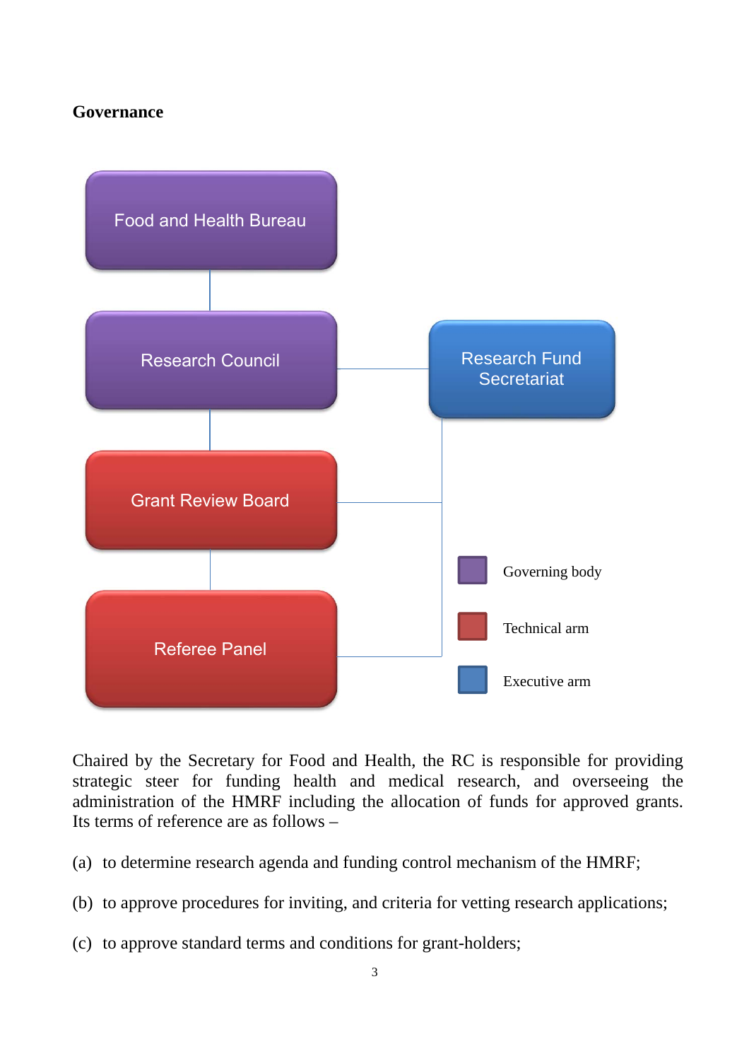**Governance**

Food and Health Bureau

Research Council

Research Fund Secretariat

Grant Review Board

Referee Panel

Governing body

Technical arm

Executive arm

Chaired by the Secretary for Food and Health, the RC is responsible for providing strategic steer for funding health and medical research, and overseeing the administration of the HMRF including the allocation of funds for approved grants. Its terms of reference are as follows –

(a) to determine research agenda and funding control mechanism of the HMRF;

(b) to approve procedures for inviting, and criteria for vetting research applications;

(c) to approve standard terms and conditions for grant-holders;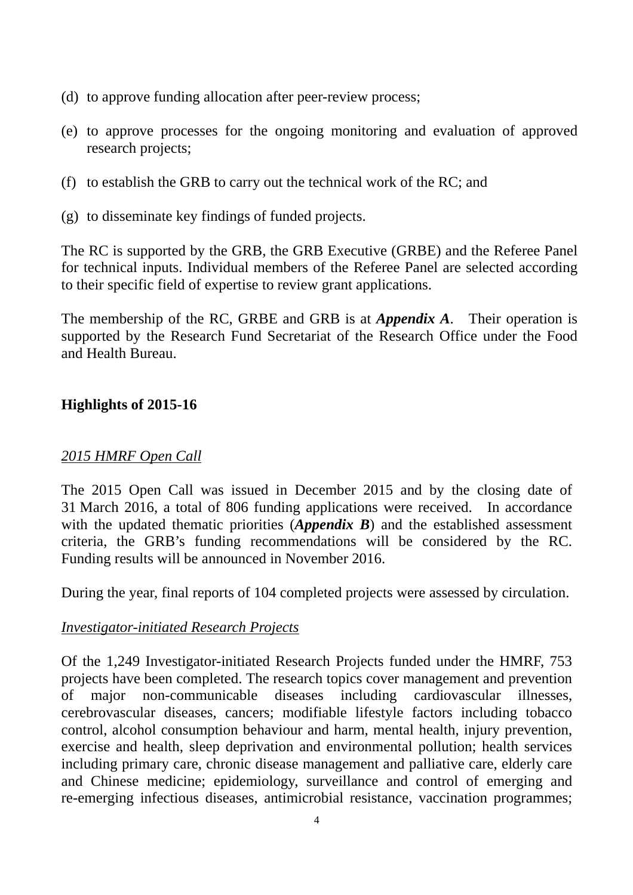(d) to approve funding allocation after peer-review process;

(e) to approve processes for the ongoing monitoring and evaluation of approved research projects;

(f) to establish the GRB to carry out the technical work of the RC; and

(g) to disseminate key findings of funded projects.

The RC is supported by the GRB, the GRB Executive (GRBE) and the Referee Panel for technical inputs. Individual members of the Referee Panel are selected according to their specific field of expertise to review grant applications.

The membership of the RC, GRBE and GRB is at ***Appendix A***. Their operation is supported by the Research Fund Secretariat of the Research Office under the Food and Health Bureau.

## Highlights of 2015-16

*2015 HMRF Open Call*

The 2015 Open Call was issued in December 2015 and by the closing date of 31 March 2016, a total of 806 funding applications were received. In accordance with the updated thematic priorities (***Appendix B***) and the established assessment criteria, the GRB's funding recommendations will be considered by the RC. Funding results will be announced in November 2016.

During the year, final reports of 104 completed projects were assessed by circulation.

*Investigator-initiated Research Projects*

Of the 1,249 Investigator-initiated Research Projects funded under the HMRF, 753 projects have been completed. The research topics cover management and prevention of major non-communicable diseases including cardiovascular illnesses, cerebrovascular diseases, cancers; modifiable lifestyle factors including tobacco control, alcohol consumption behaviour and harm, mental health, injury prevention, exercise and health, sleep deprivation and environmental pollution; health services including primary care, chronic disease management and palliative care, elderly care and Chinese medicine; epidemiology, surveillance and control of emerging and re-emerging infectious diseases, antimicrobial resistance, vaccination programmes;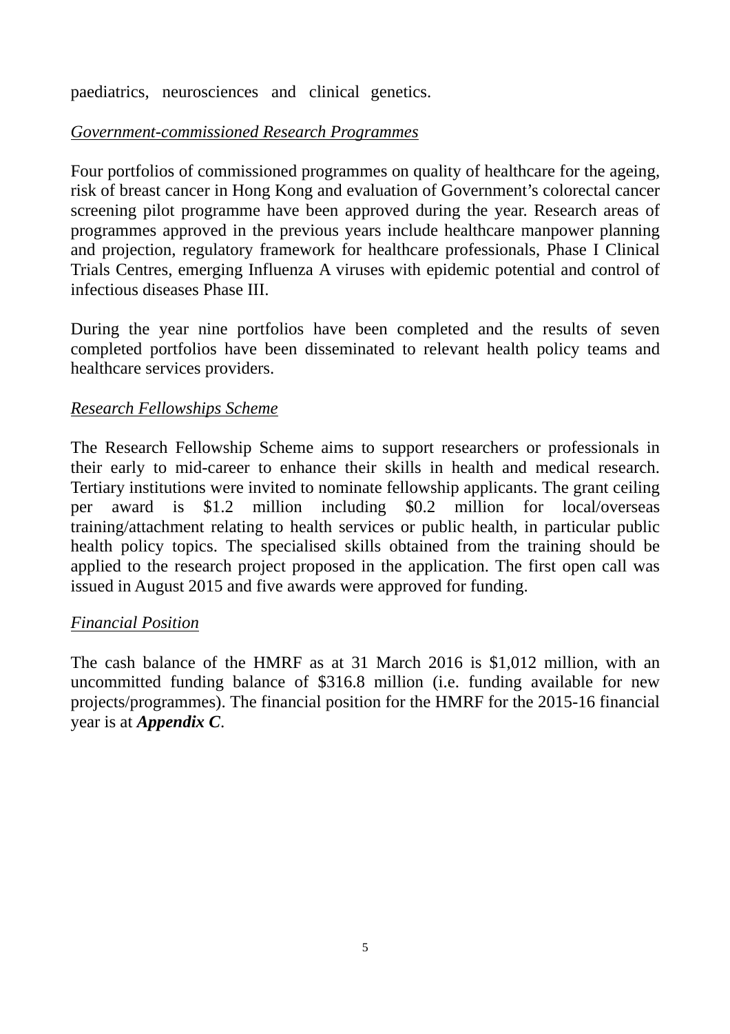paediatrics, neurosciences and clinical genetics.

*Government-commissioned Research Programmes*

Four portfolios of commissioned programmes on quality of healthcare for the ageing, risk of breast cancer in Hong Kong and evaluation of Government's colorectal cancer screening pilot programme have been approved during the year. Research areas of programmes approved in the previous years include healthcare manpower planning and projection, regulatory framework for healthcare professionals, Phase I Clinical Trials Centres, emerging Influenza A viruses with epidemic potential and control of infectious diseases Phase III.

During the year nine portfolios have been completed and the results of seven completed portfolios have been disseminated to relevant health policy teams and healthcare services providers.

*Research Fellowships Scheme*

The Research Fellowship Scheme aims to support researchers or professionals in their early to mid-career to enhance their skills in health and medical research. Tertiary institutions were invited to nominate fellowship applicants. The grant ceiling per award is $1.2 million including $0.2 million for local/overseas training/attachment relating to health services or public health, in particular public health policy topics. The specialised skills obtained from the training should be applied to the research project proposed in the application. The first open call was issued in August 2015 and five awards were approved for funding.

*Financial Position*

The cash balance of the HMRF as at 31 March 2016 is $1,012 million, with an uncommitted funding balance of $316.8 million (i.e. funding available for new projects/programmes). The financial position for the HMRF for the 2015-16 financial year is at ***Appendix C***.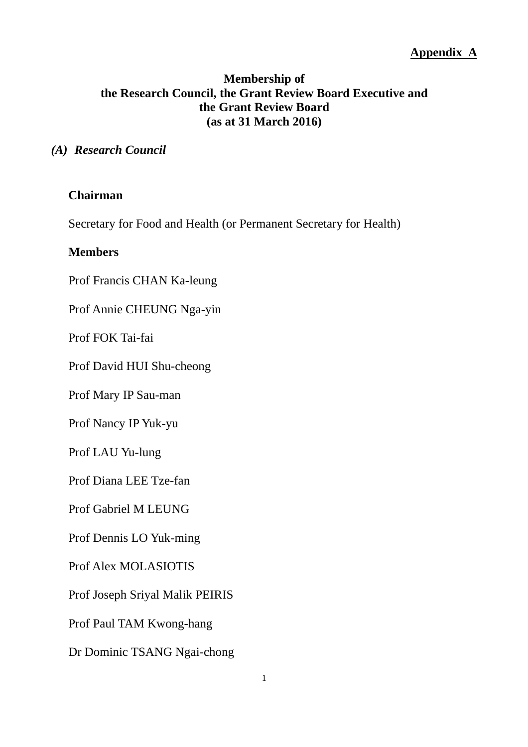**Appendix A**

# Membership of the Research Council, the Grant Review Board Executive and the Grant Review Board (as at 31 March 2016)

## *(A) Research Council*

**Chairman**

Secretary for Food and Health (or Permanent Secretary for Health)

**Members**

Prof Francis CHAN Ka-leung

Prof Annie CHEUNG Nga-yin

Prof FOK Tai-fai

Prof David HUI Shu-cheong

Prof Mary IP Sau-man

Prof Nancy IP Yuk-yu

Prof LAU Yu-lung

Prof Diana LEE Tze-fan

Prof Gabriel M LEUNG

Prof Dennis LO Yuk-ming

Prof Alex MOLASIOTIS

Prof Joseph Sriyal Malik PEIRIS

Prof Paul TAM Kwong-hang

Dr Dominic TSANG Ngai-chong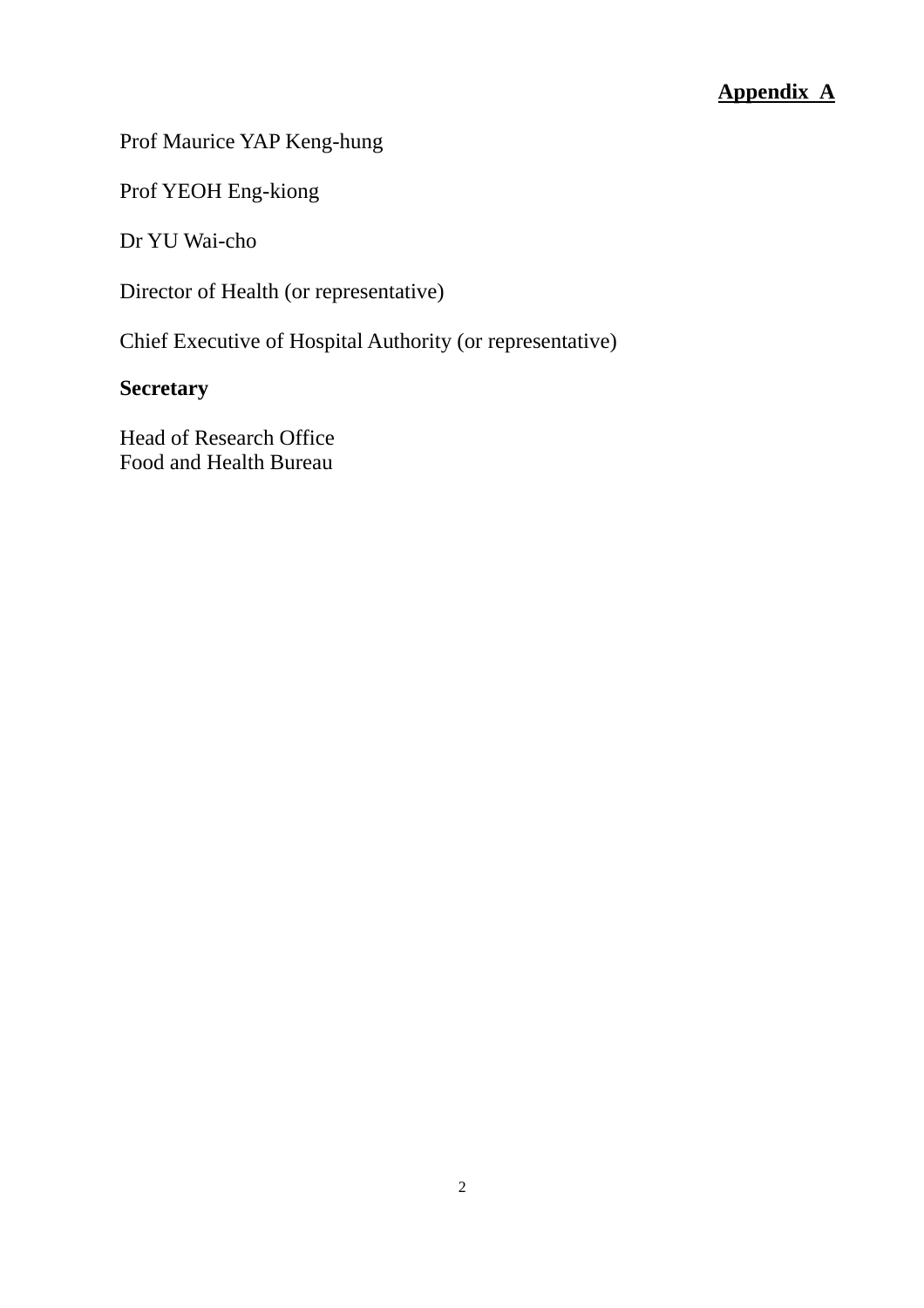**Appendix A**

Prof Maurice YAP Keng-hung

Prof YEOH Eng-kiong

Dr YU Wai-cho

Director of Health (or representative)

Chief Executive of Hospital Authority (or representative)

**Secretary**

Head of Research Office
Food and Health Bureau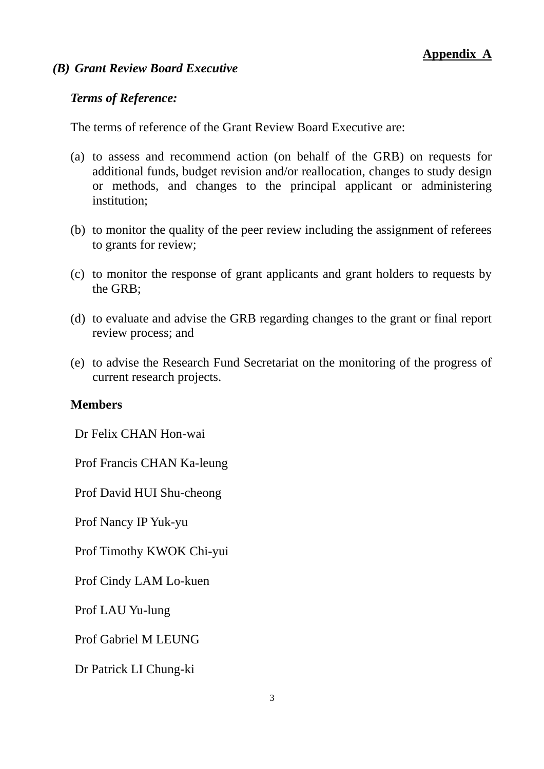**Appendix A**

## *(B) Grant Review Board Executive*

***Terms of Reference:***

The terms of reference of the Grant Review Board Executive are:

(a) to assess and recommend action (on behalf of the GRB) on requests for additional funds, budget revision and/or reallocation, changes to study design or methods, and changes to the principal applicant or administering institution;

(b) to monitor the quality of the peer review including the assignment of referees to grants for review;

(c) to monitor the response of grant applicants and grant holders to requests by the GRB;

(d) to evaluate and advise the GRB regarding changes to the grant or final report review process; and

(e) to advise the Research Fund Secretariat on the monitoring of the progress of current research projects.

**Members**

Dr Felix CHAN Hon-wai

Prof Francis CHAN Ka-leung

Prof David HUI Shu-cheong

Prof Nancy IP Yuk-yu

Prof Timothy KWOK Chi-yui

Prof Cindy LAM Lo-kuen

Prof LAU Yu-lung

Prof Gabriel M LEUNG

Dr Patrick LI Chung-ki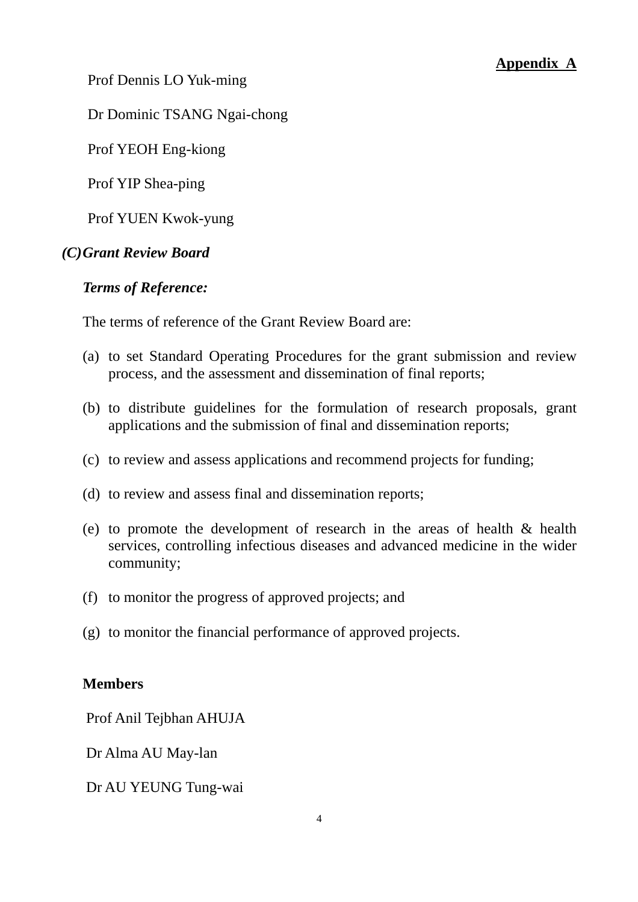**Appendix A**

Prof Dennis LO Yuk-ming

Dr Dominic TSANG Ngai-chong

Prof YEOH Eng-kiong

Prof YIP Shea-ping

Prof YUEN Kwok-yung

***(C) Grant Review Board***

***Terms of Reference:***

The terms of reference of the Grant Review Board are:

(a) to set Standard Operating Procedures for the grant submission and review process, and the assessment and dissemination of final reports;

(b) to distribute guidelines for the formulation of research proposals, grant applications and the submission of final and dissemination reports;

(c) to review and assess applications and recommend projects for funding;

(d) to review and assess final and dissemination reports;

(e) to promote the development of research in the areas of health & health services, controlling infectious diseases and advanced medicine in the wider community;

(f) to monitor the progress of approved projects; and

(g) to monitor the financial performance of approved projects.

**Members**

Prof Anil Tejbhan AHUJA

Dr Alma AU May-lan

Dr AU YEUNG Tung-wai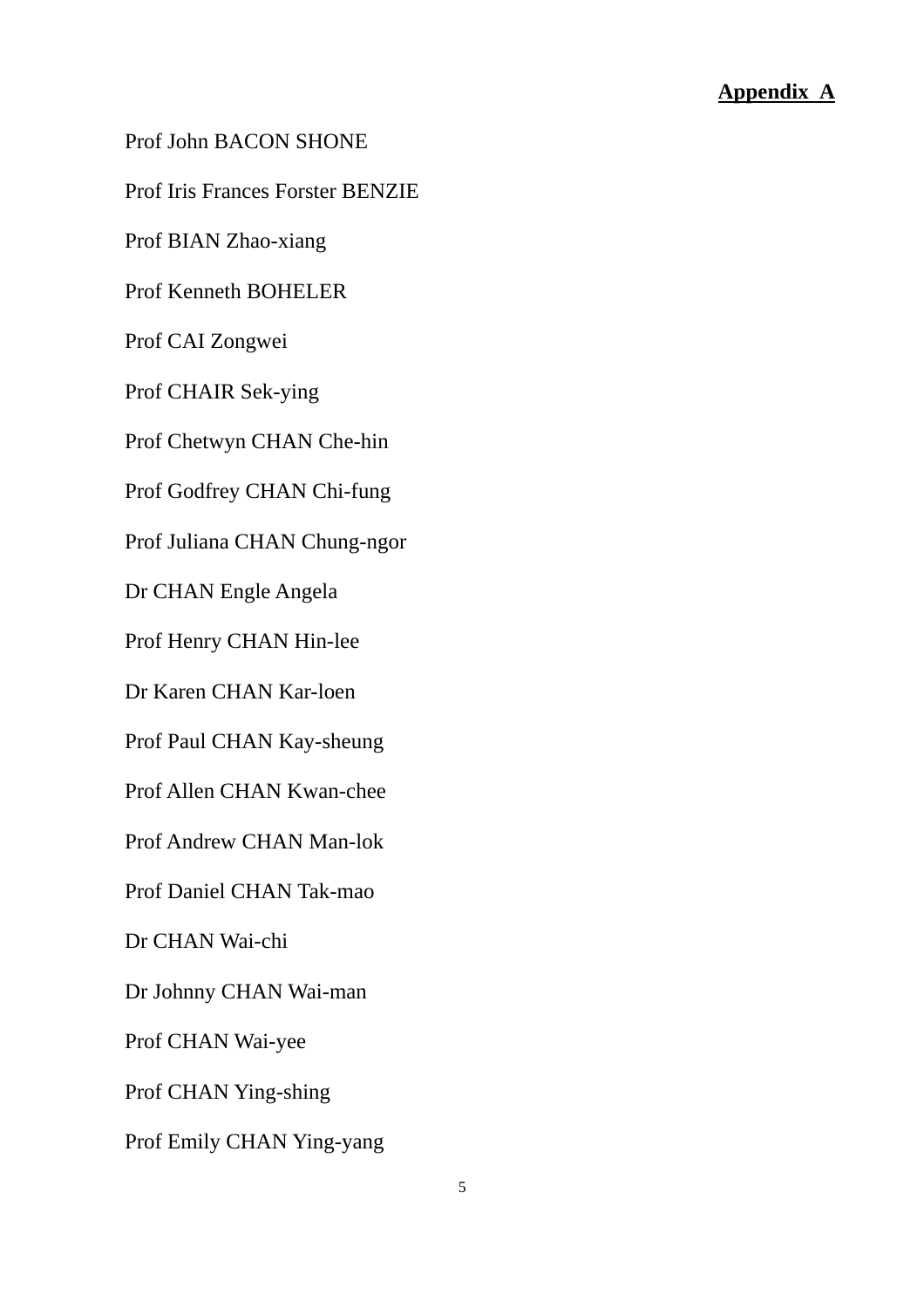**Appendix A**

Prof John BACON SHONE

Prof Iris Frances Forster BENZIE

Prof BIAN Zhao-xiang

Prof Kenneth BOHELER

Prof CAI Zongwei

Prof CHAIR Sek-ying

Prof Chetwyn CHAN Che-hin

Prof Godfrey CHAN Chi-fung

Prof Juliana CHAN Chung-ngor

Dr CHAN Engle Angela

Prof Henry CHAN Hin-lee

Dr Karen CHAN Kar-loen

Prof Paul CHAN Kay-sheung

Prof Allen CHAN Kwan-chee

Prof Andrew CHAN Man-lok

Prof Daniel CHAN Tak-mao

Dr CHAN Wai-chi

Dr Johnny CHAN Wai-man

Prof CHAN Wai-yee

Prof CHAN Ying-shing

Prof Emily CHAN Ying-yang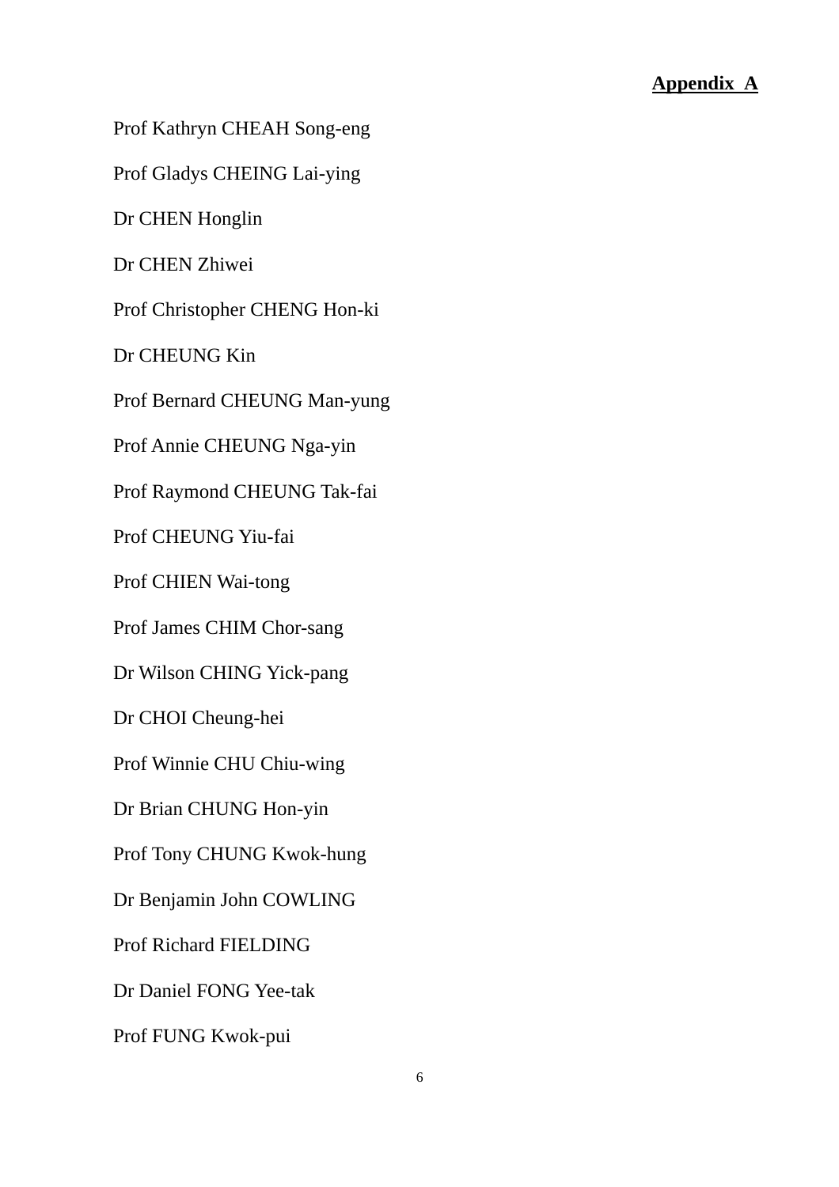**Appendix A**

Prof Kathryn CHEAH Song-eng

Prof Gladys CHEING Lai-ying

Dr CHEN Honglin

Dr CHEN Zhiwei

Prof Christopher CHENG Hon-ki

Dr CHEUNG Kin

Prof Bernard CHEUNG Man-yung

Prof Annie CHEUNG Nga-yin

Prof Raymond CHEUNG Tak-fai

Prof CHEUNG Yiu-fai

Prof CHIEN Wai-tong

Prof James CHIM Chor-sang

Dr Wilson CHING Yick-pang

Dr CHOI Cheung-hei

Prof Winnie CHU Chiu-wing

Dr Brian CHUNG Hon-yin

Prof Tony CHUNG Kwok-hung

Dr Benjamin John COWLING

Prof Richard FIELDING

Dr Daniel FONG Yee-tak

Prof FUNG Kwok-pui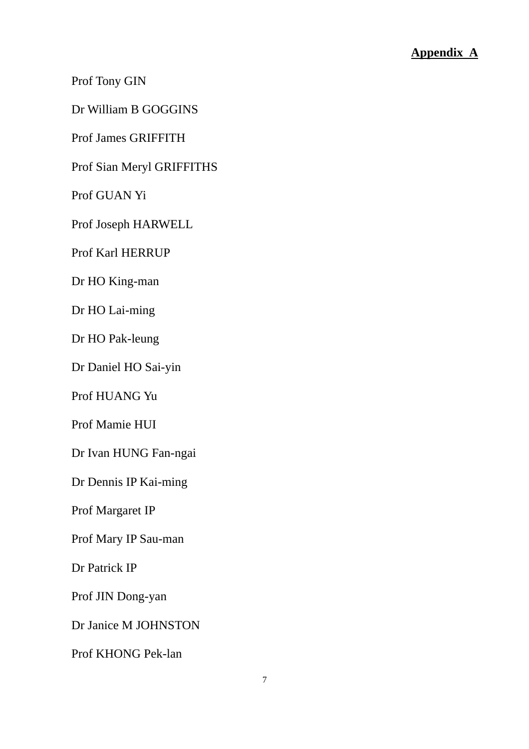**Appendix A**

Prof Tony GIN

Dr William B GOGGINS

Prof James GRIFFITH

Prof Sian Meryl GRIFFITHS

Prof GUAN Yi

Prof Joseph HARWELL

Prof Karl HERRUP

Dr HO King-man

Dr HO Lai-ming

Dr HO Pak-leung

Dr Daniel HO Sai-yin

Prof HUANG Yu

Prof Mamie HUI

Dr Ivan HUNG Fan-ngai

Dr Dennis IP Kai-ming

Prof Margaret IP

Prof Mary IP Sau-man

Dr Patrick IP

Prof JIN Dong-yan

Dr Janice M JOHNSTON

Prof KHONG Pek-lan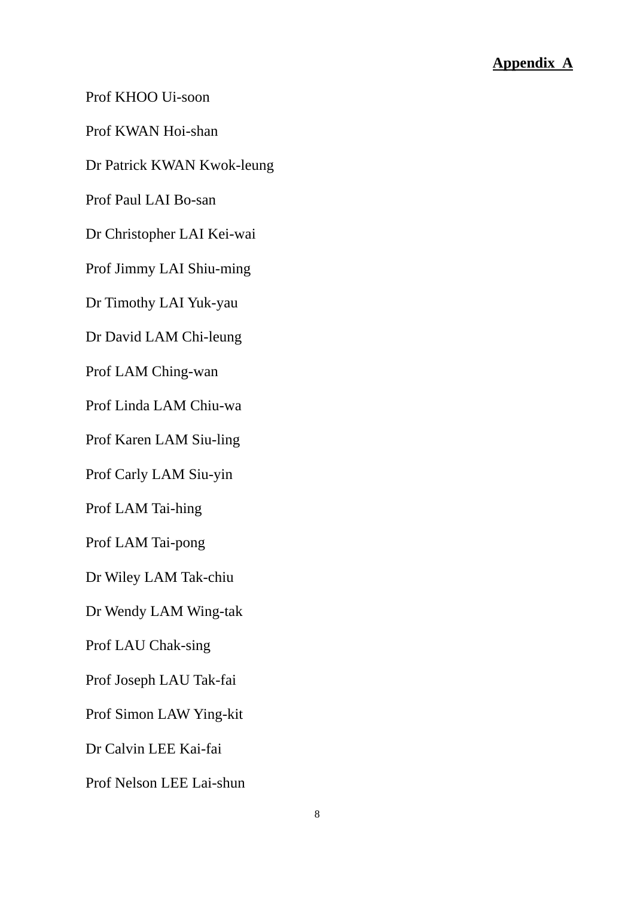**Appendix A**

Prof KHOO Ui-soon

Prof KWAN Hoi-shan

Dr Patrick KWAN Kwok-leung

Prof Paul LAI Bo-san

Dr Christopher LAI Kei-wai

Prof Jimmy LAI Shiu-ming

Dr Timothy LAI Yuk-yau

Dr David LAM Chi-leung

Prof LAM Ching-wan

Prof Linda LAM Chiu-wa

Prof Karen LAM Siu-ling

Prof Carly LAM Siu-yin

Prof LAM Tai-hing

Prof LAM Tai-pong

Dr Wiley LAM Tak-chiu

Dr Wendy LAM Wing-tak

Prof LAU Chak-sing

Prof Joseph LAU Tak-fai

Prof Simon LAW Ying-kit

Dr Calvin LEE Kai-fai

Prof Nelson LEE Lai-shun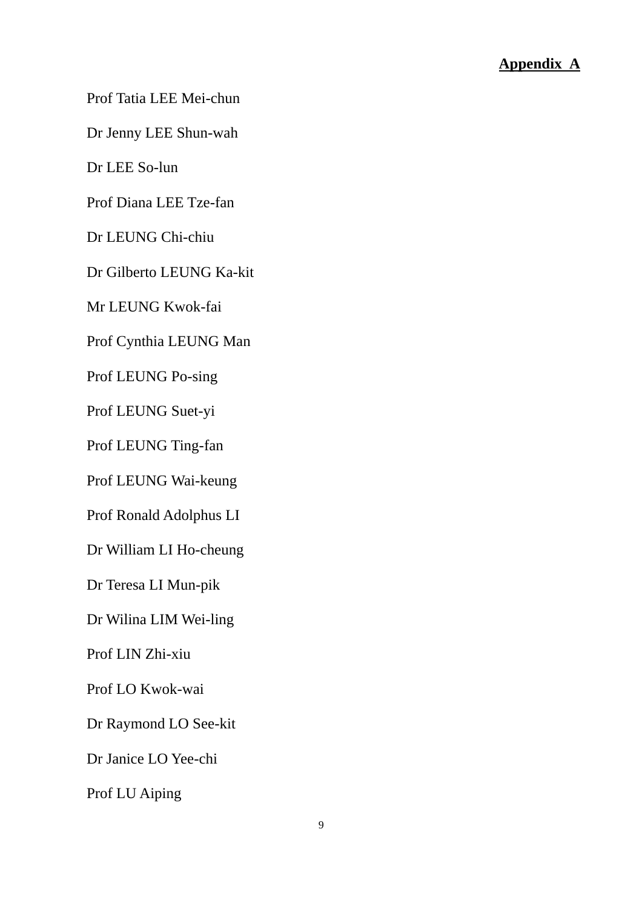**Appendix A**

Prof Tatia LEE Mei-chun

Dr Jenny LEE Shun-wah

Dr LEE So-lun

Prof Diana LEE Tze-fan

Dr LEUNG Chi-chiu

Dr Gilberto LEUNG Ka-kit

Mr LEUNG Kwok-fai

Prof Cynthia LEUNG Man

Prof LEUNG Po-sing

Prof LEUNG Suet-yi

Prof LEUNG Ting-fan

Prof LEUNG Wai-keung

Prof Ronald Adolphus LI

Dr William LI Ho-cheung

Dr Teresa LI Mun-pik

Dr Wilina LIM Wei-ling

Prof LIN Zhi-xiu

Prof LO Kwok-wai

Dr Raymond LO See-kit

Dr Janice LO Yee-chi

Prof LU Aiping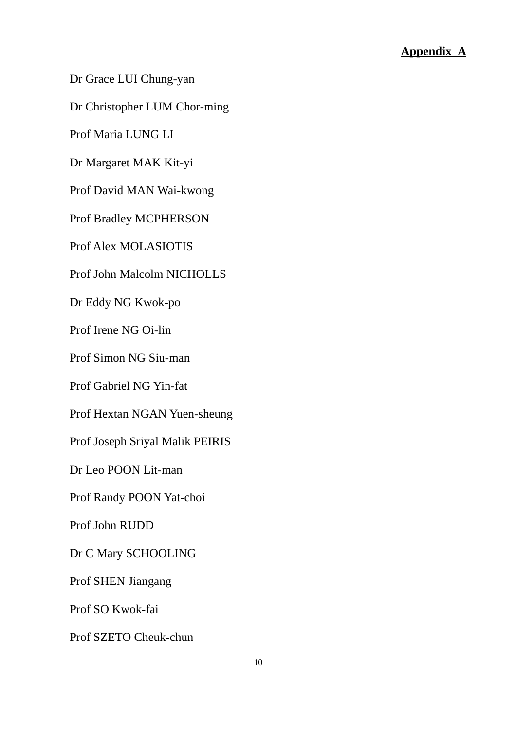**Appendix A**

Dr Grace LUI Chung-yan

Dr Christopher LUM Chor-ming

Prof Maria LUNG LI

Dr Margaret MAK Kit-yi

Prof David MAN Wai-kwong

Prof Bradley MCPHERSON

Prof Alex MOLASIOTIS

Prof John Malcolm NICHOLLS

Dr Eddy NG Kwok-po

Prof Irene NG Oi-lin

Prof Simon NG Siu-man

Prof Gabriel NG Yin-fat

Prof Hextan NGAN Yuen-sheung

Prof Joseph Sriyal Malik PEIRIS

Dr Leo POON Lit-man

Prof Randy POON Yat-choi

Prof John RUDD

Dr C Mary SCHOOLING

Prof SHEN Jiangang

Prof SO Kwok-fai

Prof SZETO Cheuk-chun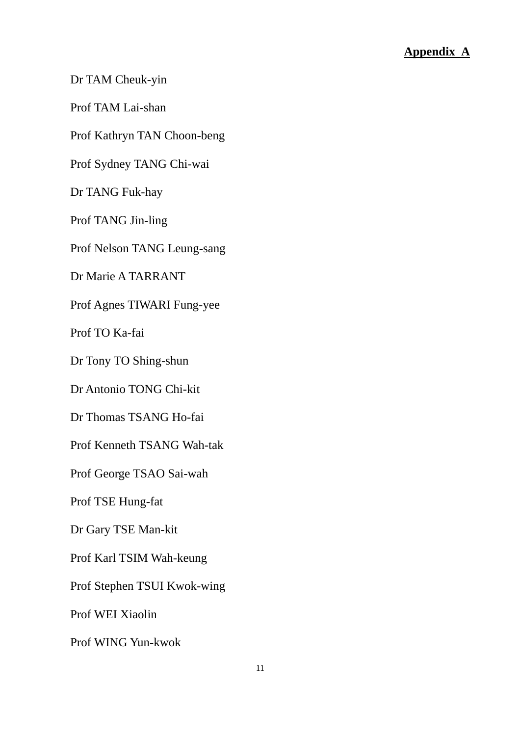**Appendix A**

Dr TAM Cheuk-yin

Prof TAM Lai-shan

Prof Kathryn TAN Choon-beng

Prof Sydney TANG Chi-wai

Dr TANG Fuk-hay

Prof TANG Jin-ling

Prof Nelson TANG Leung-sang

Dr Marie A TARRANT

Prof Agnes TIWARI Fung-yee

Prof TO Ka-fai

Dr Tony TO Shing-shun

Dr Antonio TONG Chi-kit

Dr Thomas TSANG Ho-fai

Prof Kenneth TSANG Wah-tak

Prof George TSAO Sai-wah

Prof TSE Hung-fat

Dr Gary TSE Man-kit

Prof Karl TSIM Wah-keung

Prof Stephen TSUI Kwok-wing

Prof WEI Xiaolin

Prof WING Yun-kwok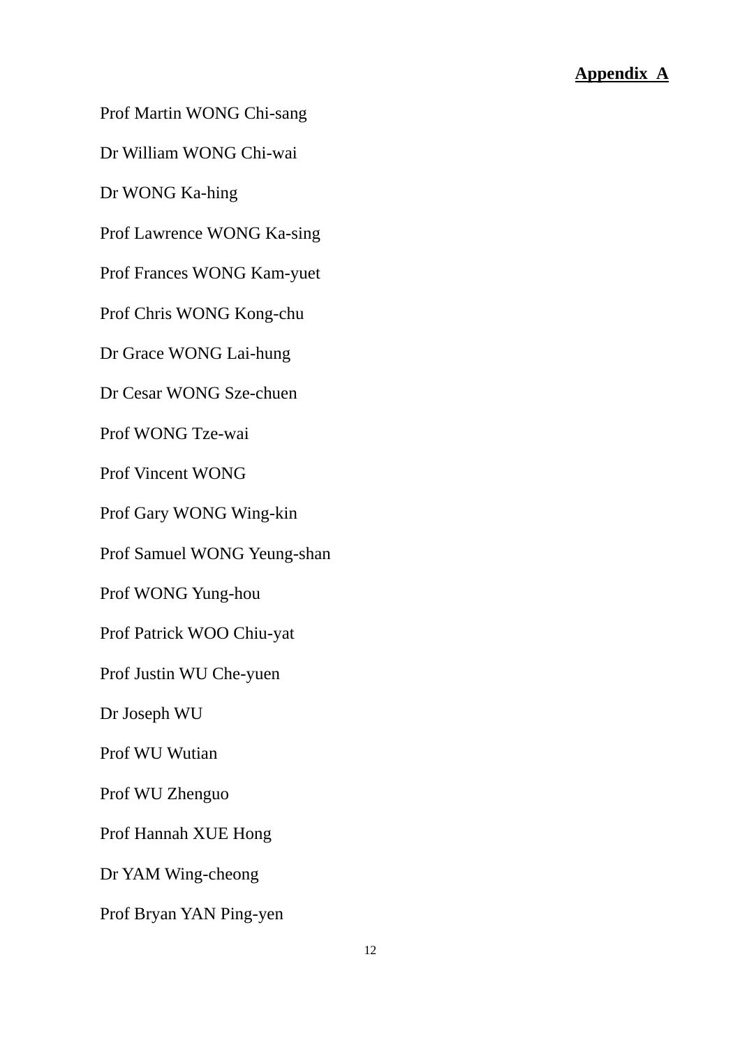**Appendix A**

Prof Martin WONG Chi-sang

Dr William WONG Chi-wai

Dr WONG Ka-hing

Prof Lawrence WONG Ka-sing

Prof Frances WONG Kam-yuet

Prof Chris WONG Kong-chu

Dr Grace WONG Lai-hung

Dr Cesar WONG Sze-chuen

Prof WONG Tze-wai

Prof Vincent WONG

Prof Gary WONG Wing-kin

Prof Samuel WONG Yeung-shan

Prof WONG Yung-hou

Prof Patrick WOO Chiu-yat

Prof Justin WU Che-yuen

Dr Joseph WU

Prof WU Wutian

Prof WU Zhenguo

Prof Hannah XUE Hong

Dr YAM Wing-cheong

Prof Bryan YAN Ping-yen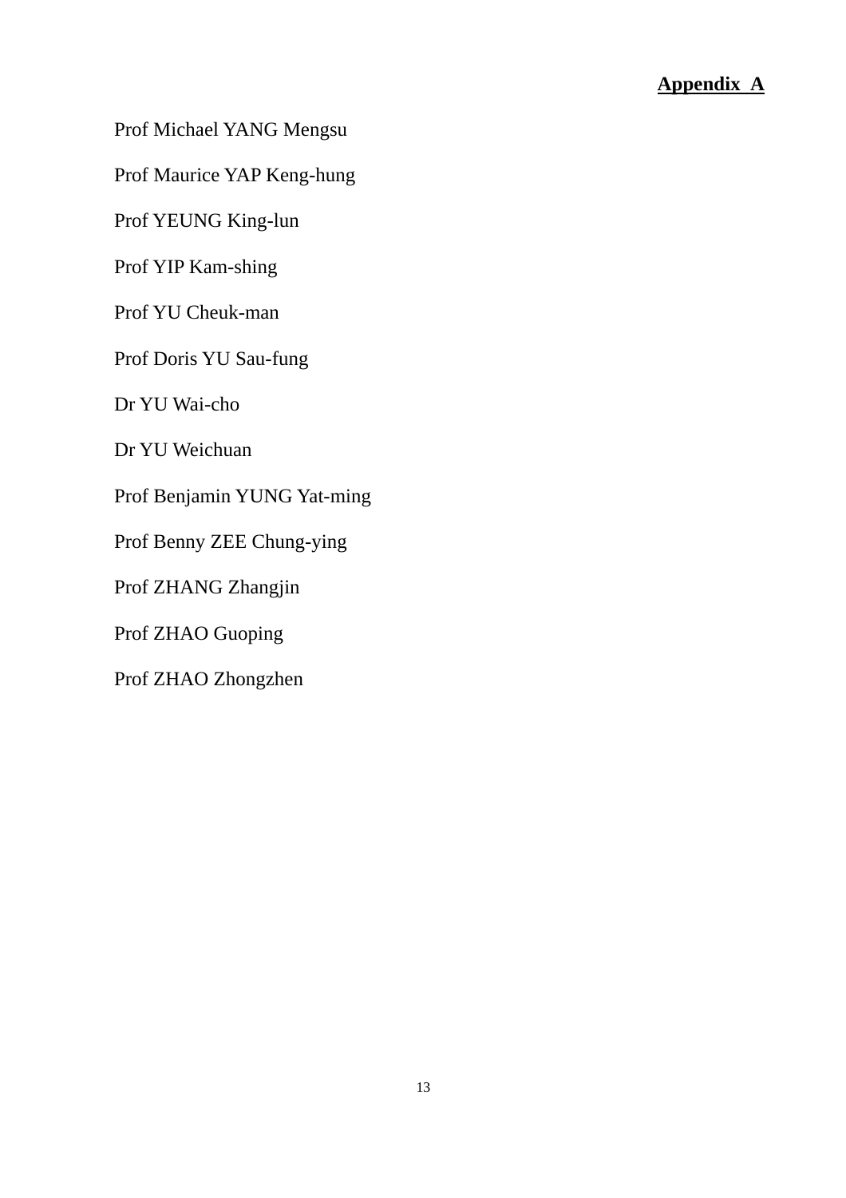**Appendix A**

Prof Michael YANG Mengsu

Prof Maurice YAP Keng-hung

Prof YEUNG King-lun

Prof YIP Kam-shing

Prof YU Cheuk-man

Prof Doris YU Sau-fung

Dr YU Wai-cho

Dr YU Weichuan

Prof Benjamin YUNG Yat-ming

Prof Benny ZEE Chung-ying

Prof ZHANG Zhangjin

Prof ZHAO Guoping

Prof ZHAO Zhongzhen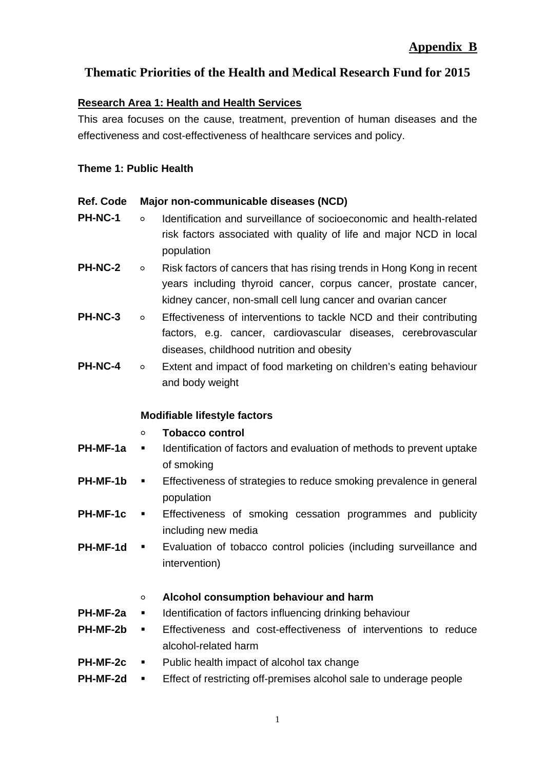**Appendix B**

# Thematic Priorities of the Health and Medical Research Fund for 2015

## Research Area 1: Health and Health Services

This area focuses on the cause, treatment, prevention of human diseases and the effectiveness and cost-effectiveness of healthcare services and policy.

### Theme 1: Public Health

| Ref. Code | Major non-communicable diseases (NCD) |
| --- | --- |
| PH-NC-1 | ○ Identification and surveillance of socioeconomic and health-related risk factors associated with quality of life and major NCD in local population |
| PH-NC-2 | ○ Risk factors of cancers that has rising trends in Hong Kong in recent years including thyroid cancer, corpus cancer, prostate cancer, kidney cancer, non-small cell lung cancer and ovarian cancer |
| PH-NC-3 | ○ Effectiveness of interventions to tackle NCD and their contributing factors, e.g. cancer, cardiovascular diseases, cerebrovascular diseases, childhood nutrition and obesity |
| PH-NC-4 | ○ Extent and impact of food marketing on children's eating behaviour and body weight |
| | **Modifiable lifestyle factors** |
| | ○ **Tobacco control** |
| PH-MF-1a | ▪ Identification of factors and evaluation of methods to prevent uptake of smoking |
| PH-MF-1b | ▪ Effectiveness of strategies to reduce smoking prevalence in general population |
| PH-MF-1c | ▪ Effectiveness of smoking cessation programmes and publicity including new media |
| PH-MF-1d | ▪ Evaluation of tobacco control policies (including surveillance and intervention) |
| | ○ **Alcohol consumption behaviour and harm** |
| PH-MF-2a | ▪ Identification of factors influencing drinking behaviour |
| PH-MF-2b | ▪ Effectiveness and cost-effectiveness of interventions to reduce alcohol-related harm |
| PH-MF-2c | ▪ Public health impact of alcohol tax change |
| PH-MF-2d | ▪ Effect of restricting off-premises alcohol sale to underage people |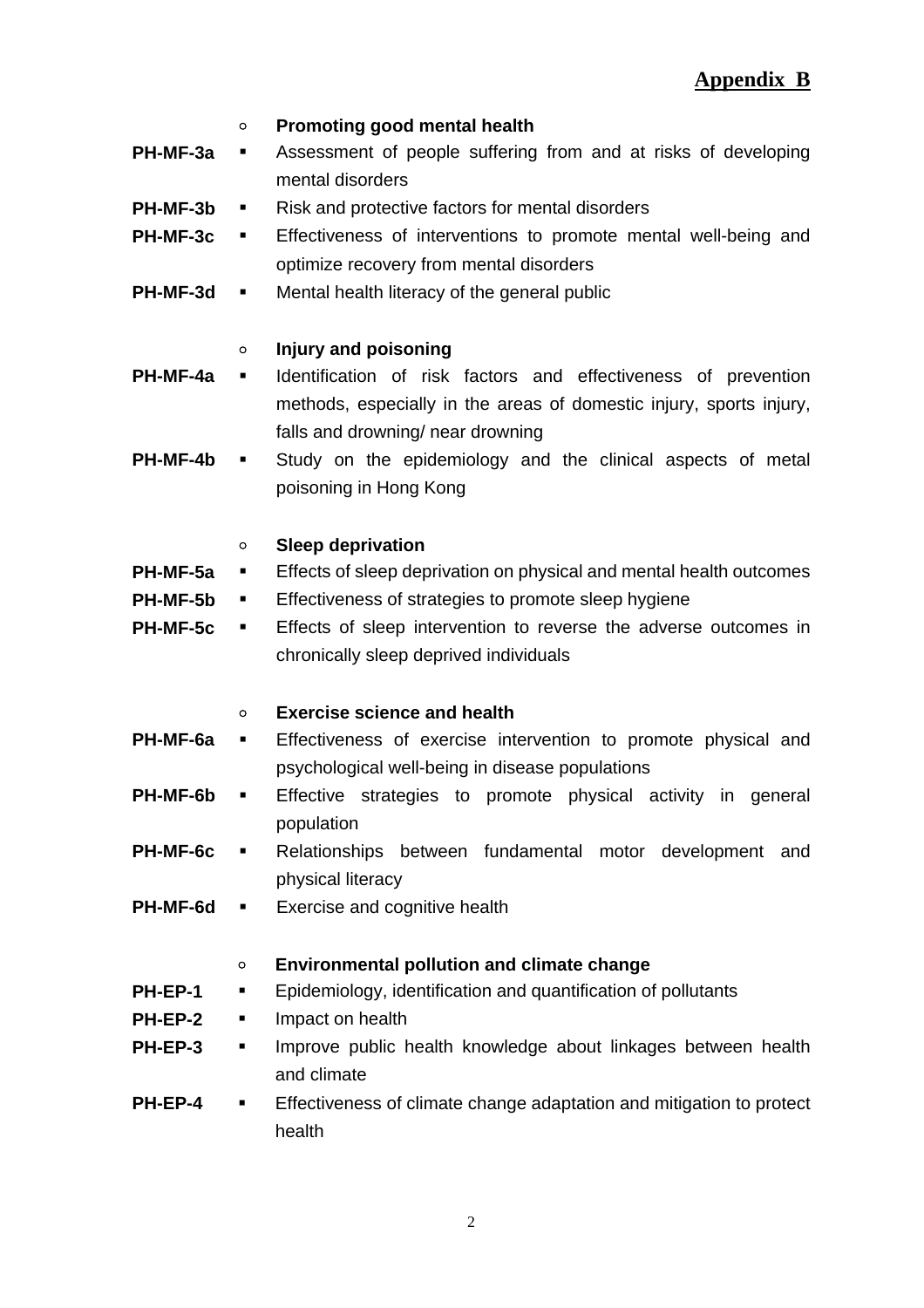**Appendix B**

- **Promoting good mental health**

**PH-MF-3a** ▪ Assessment of people suffering from and at risks of developing mental disorders

**PH-MF-3b** ▪ Risk and protective factors for mental disorders

**PH-MF-3c** ▪ Effectiveness of interventions to promote mental well-being and optimize recovery from mental disorders

**PH-MF-3d** ▪ Mental health literacy of the general public

- **Injury and poisoning**

**PH-MF-4a** ▪ Identification of risk factors and effectiveness of prevention methods, especially in the areas of domestic injury, sports injury, falls and drowning/ near drowning

**PH-MF-4b** ▪ Study on the epidemiology and the clinical aspects of metal poisoning in Hong Kong

- **Sleep deprivation**

**PH-MF-5a** ▪ Effects of sleep deprivation on physical and mental health outcomes

**PH-MF-5b** ▪ Effectiveness of strategies to promote sleep hygiene

**PH-MF-5c** ▪ Effects of sleep intervention to reverse the adverse outcomes in chronically sleep deprived individuals

- **Exercise science and health**

**PH-MF-6a** ▪ Effectiveness of exercise intervention to promote physical and psychological well-being in disease populations

**PH-MF-6b** ▪ Effective strategies to promote physical activity in general population

**PH-MF-6c** ▪ Relationships between fundamental motor development and physical literacy

**PH-MF-6d** ▪ Exercise and cognitive health

- **Environmental pollution and climate change**

**PH-EP-1** ▪ Epidemiology, identification and quantification of pollutants

**PH-EP-2** ▪ Impact on health

**PH-EP-3** ▪ Improve public health knowledge about linkages between health and climate

**PH-EP-4** ▪ Effectiveness of climate change adaptation and mitigation to protect health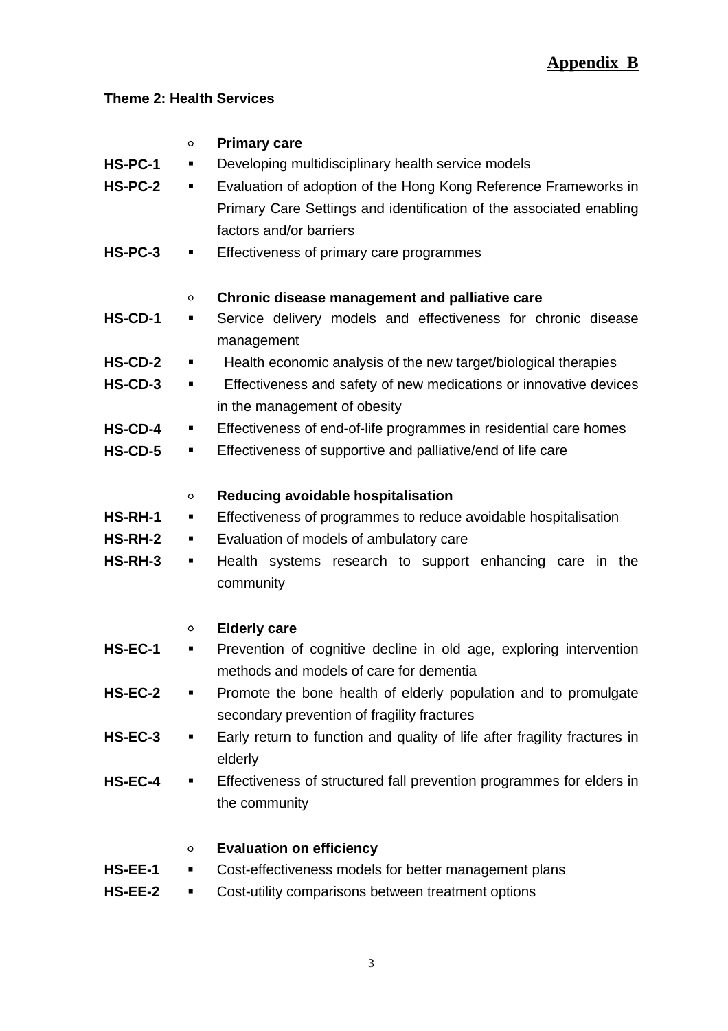**Appendix B**

**Theme 2: Health Services**

- **Primary care**

**HS-PC-1** ▪ Developing multidisciplinary health service models

**HS-PC-2** ▪ Evaluation of adoption of the Hong Kong Reference Frameworks in Primary Care Settings and identification of the associated enabling factors and/or barriers

**HS-PC-3** ▪ Effectiveness of primary care programmes

- **Chronic disease management and palliative care**

**HS-CD-1** ▪ Service delivery models and effectiveness for chronic disease management

**HS-CD-2** ▪ Health economic analysis of the new target/biological therapies

**HS-CD-3** ▪ Effectiveness and safety of new medications or innovative devices in the management of obesity

**HS-CD-4** ▪ Effectiveness of end-of-life programmes in residential care homes

**HS-CD-5** ▪ Effectiveness of supportive and palliative/end of life care

- **Reducing avoidable hospitalisation**

**HS-RH-1** ▪ Effectiveness of programmes to reduce avoidable hospitalisation

**HS-RH-2** ▪ Evaluation of models of ambulatory care

**HS-RH-3** ▪ Health systems research to support enhancing care in the community

- **Elderly care**

**HS-EC-1** ▪ Prevention of cognitive decline in old age, exploring intervention methods and models of care for dementia

**HS-EC-2** ▪ Promote the bone health of elderly population and to promulgate secondary prevention of fragility fractures

**HS-EC-3** ▪ Early return to function and quality of life after fragility fractures in elderly

**HS-EC-4** ▪ Effectiveness of structured fall prevention programmes for elders in the community

- **Evaluation on efficiency**

**HS-EE-1** ▪ Cost-effectiveness models for better management plans

**HS-EE-2** ▪ Cost-utility comparisons between treatment options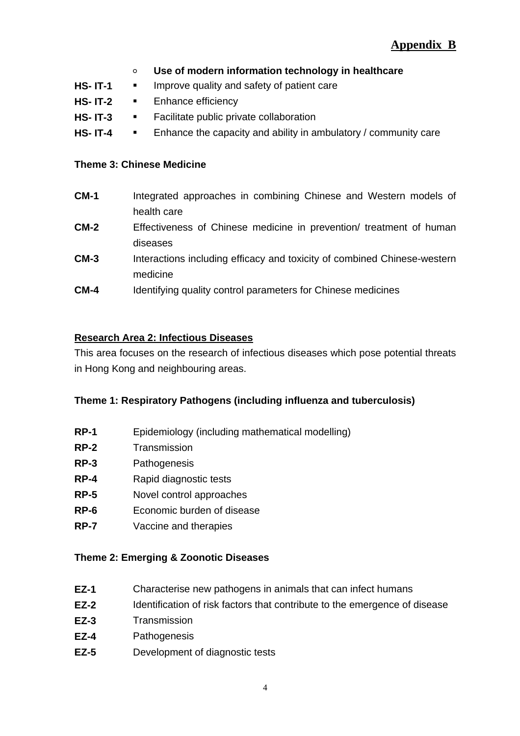**Appendix B**

- **Use of modern information technology in healthcare**

**HS- IT-1** ▪ Improve quality and safety of patient care

**HS- IT-2** ▪ Enhance efficiency

**HS- IT-3** ▪ Facilitate public private collaboration

**HS- IT-4** ▪ Enhance the capacity and ability in ambulatory / community care

**Theme 3: Chinese Medicine**

**CM-1** Integrated approaches in combining Chinese and Western models of health care

**CM-2** Effectiveness of Chinese medicine in prevention/ treatment of human diseases

**CM-3** Interactions including efficacy and toxicity of combined Chinese-western medicine

**CM-4** Identifying quality control parameters for Chinese medicines

**Research Area 2: Infectious Diseases**

This area focuses on the research of infectious diseases which pose potential threats in Hong Kong and neighbouring areas.

**Theme 1: Respiratory Pathogens (including influenza and tuberculosis)**

**RP-1** Epidemiology (including mathematical modelling)

**RP-2** Transmission

**RP-3** Pathogenesis

**RP-4** Rapid diagnostic tests

**RP-5** Novel control approaches

**RP-6** Economic burden of disease

**RP-7** Vaccine and therapies

**Theme 2: Emerging & Zoonotic Diseases**

**EZ-1** Characterise new pathogens in animals that can infect humans

**EZ-2** Identification of risk factors that contribute to the emergence of disease

**EZ-3** Transmission

**EZ-4** Pathogenesis

**EZ-5** Development of diagnostic tests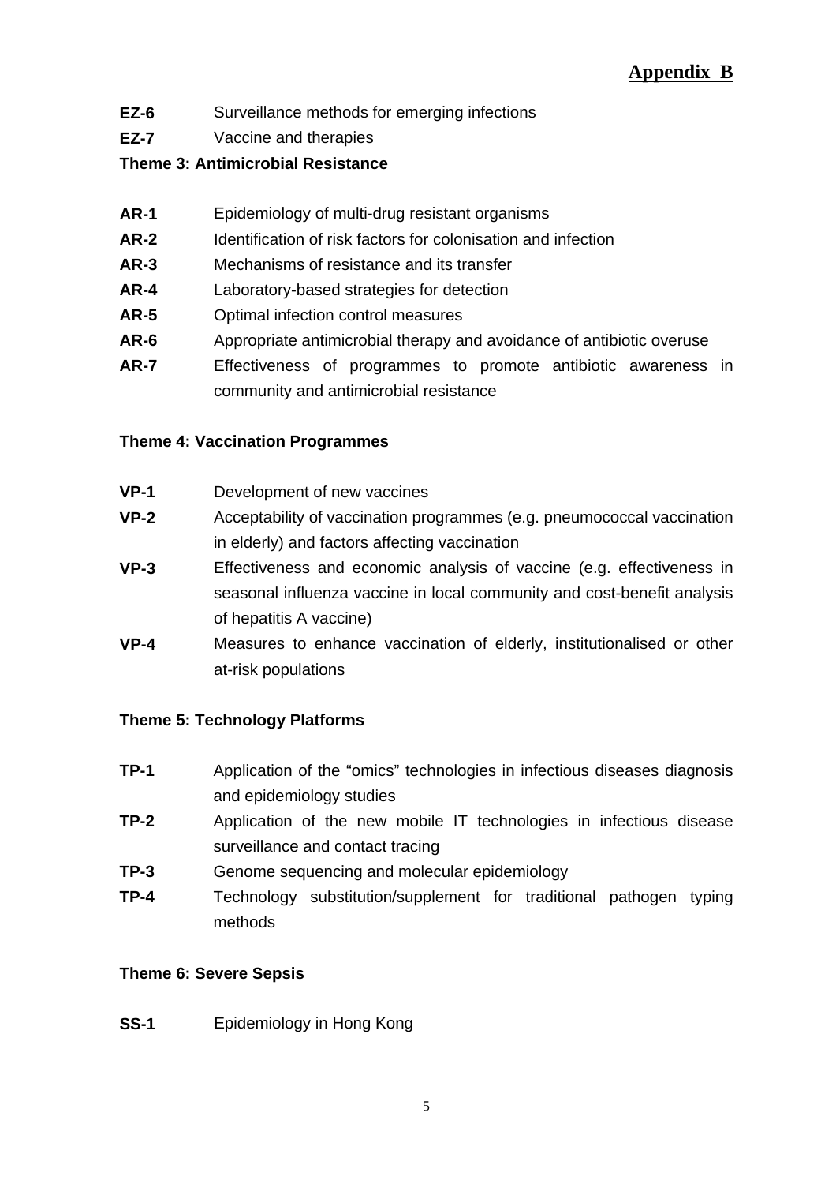**Appendix B**

**EZ-6** Surveillance methods for emerging infections

**EZ-7** Vaccine and therapies

**Theme 3: Antimicrobial Resistance**

**AR-1** Epidemiology of multi-drug resistant organisms

**AR-2** Identification of risk factors for colonisation and infection

**AR-3** Mechanisms of resistance and its transfer

**AR-4** Laboratory-based strategies for detection

**AR-5** Optimal infection control measures

**AR-6** Appropriate antimicrobial therapy and avoidance of antibiotic overuse

**AR-7** Effectiveness of programmes to promote antibiotic awareness in community and antimicrobial resistance

**Theme 4: Vaccination Programmes**

**VP-1** Development of new vaccines

**VP-2** Acceptability of vaccination programmes (e.g. pneumococcal vaccination in elderly) and factors affecting vaccination

**VP-3** Effectiveness and economic analysis of vaccine (e.g. effectiveness in seasonal influenza vaccine in local community and cost-benefit analysis of hepatitis A vaccine)

**VP-4** Measures to enhance vaccination of elderly, institutionalised or other at-risk populations

**Theme 5: Technology Platforms**

**TP-1** Application of the "omics" technologies in infectious diseases diagnosis and epidemiology studies

**TP-2** Application of the new mobile IT technologies in infectious disease surveillance and contact tracing

**TP-3** Genome sequencing and molecular epidemiology

**TP-4** Technology substitution/supplement for traditional pathogen typing methods

**Theme 6: Severe Sepsis**

**SS-1** Epidemiology in Hong Kong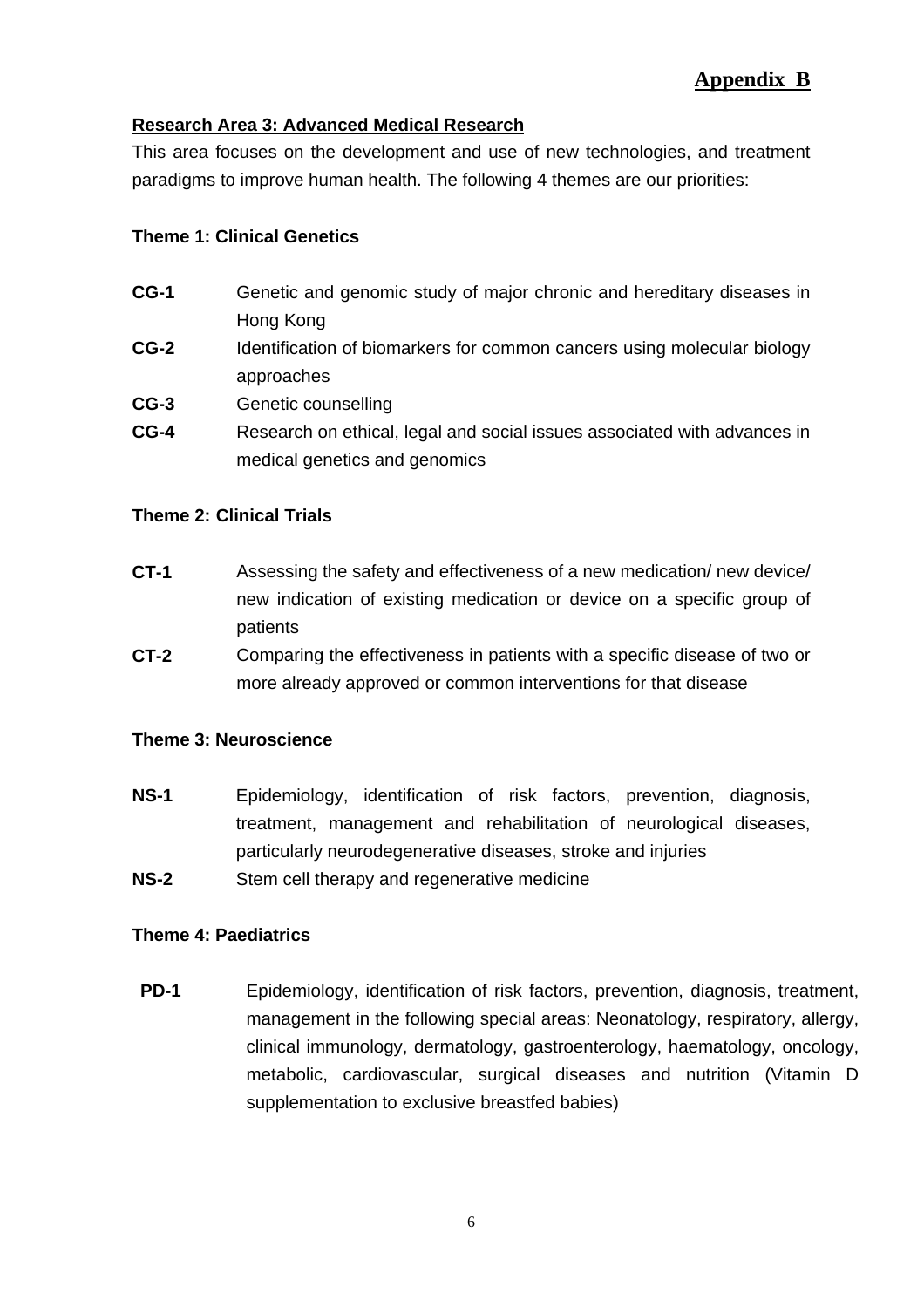**Appendix B**

**Research Area 3: Advanced Medical Research**

This area focuses on the development and use of new technologies, and treatment paradigms to improve human health. The following 4 themes are our priorities:

**Theme 1: Clinical Genetics**

- **CG-1** Genetic and genomic study of major chronic and hereditary diseases in Hong Kong
- **CG-2** Identification of biomarkers for common cancers using molecular biology approaches
- **CG-3** Genetic counselling
- **CG-4** Research on ethical, legal and social issues associated with advances in medical genetics and genomics

**Theme 2: Clinical Trials**

- **CT-1** Assessing the safety and effectiveness of a new medication/ new device/ new indication of existing medication or device on a specific group of patients
- **CT-2** Comparing the effectiveness in patients with a specific disease of two or more already approved or common interventions for that disease

**Theme 3: Neuroscience**

- **NS-1** Epidemiology, identification of risk factors, prevention, diagnosis, treatment, management and rehabilitation of neurological diseases, particularly neurodegenerative diseases, stroke and injuries
- **NS-2** Stem cell therapy and regenerative medicine

**Theme 4: Paediatrics**

- **PD-1** Epidemiology, identification of risk factors, prevention, diagnosis, treatment, management in the following special areas: Neonatology, respiratory, allergy, clinical immunology, dermatology, gastroenterology, haematology, oncology, metabolic, cardiovascular, surgical diseases and nutrition (Vitamin D supplementation to exclusive breastfed babies)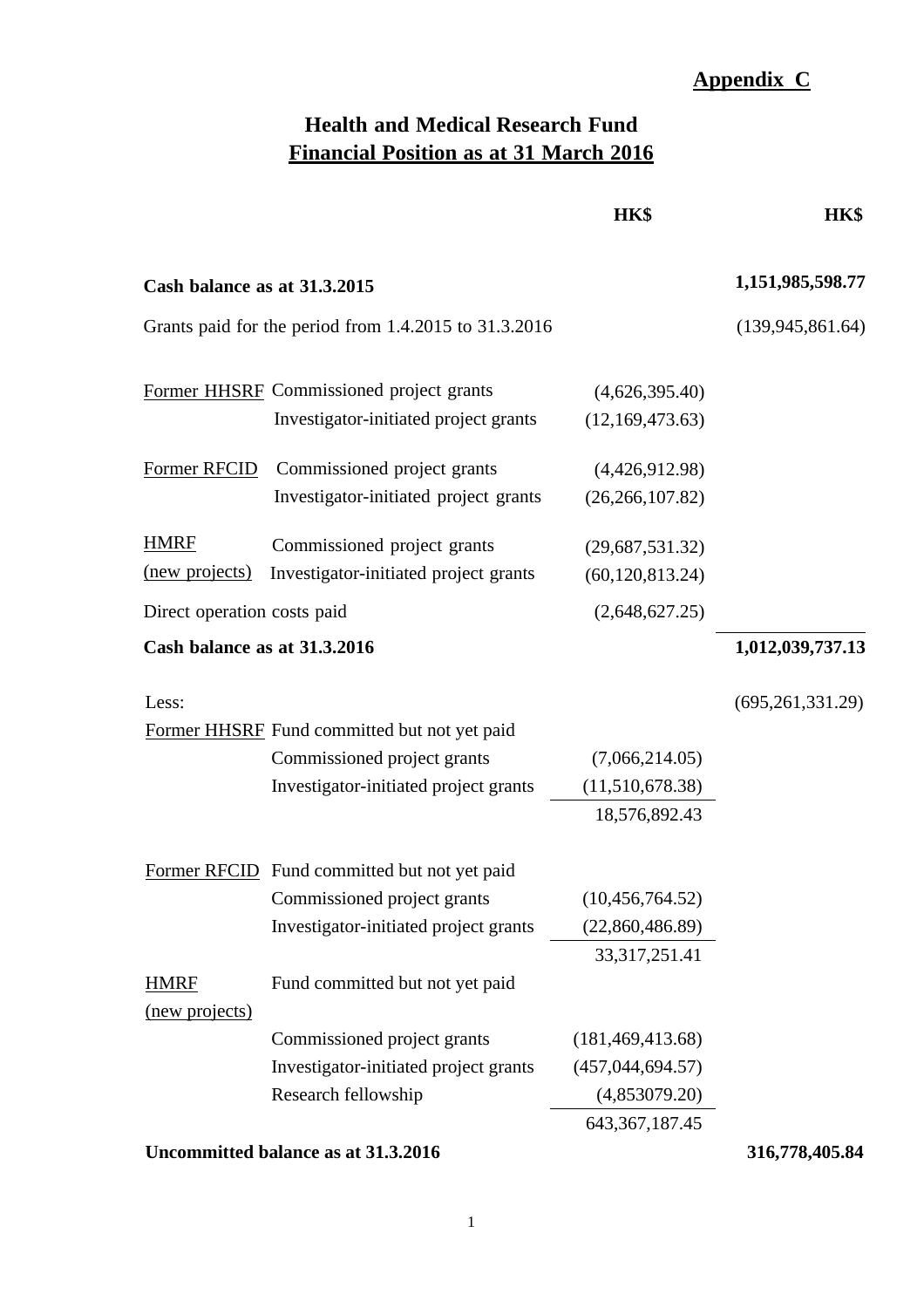**Appendix C**

# Health and Medical Research Fund

## Financial Position as at 31 March 2016

| | | HK$ | HK$ |
|---|---|---|---|
| **Cash balance as at 31.3.2015** | | | **1,151,985,598.77** |
| Grants paid for the period from 1.4.2015 to 31.3.2016 | | | (139,945,861.64) |
| Former HHSRF | Commissioned project grants | (4,626,395.40) | |
| | Investigator-initiated project grants | (12,169,473.63) | |
| Former RFCID | Commissioned project grants | (4,426,912.98) | |
| | Investigator-initiated project grants | (26,266,107.82) | |
| HMRF (new projects) | Commissioned project grants | (29,687,531.32) | |
| | Investigator-initiated project grants | (60,120,813.24) | |
| Direct operation costs paid | | (2,648,627.25) | |
| **Cash balance as at 31.3.2016** | | | **1,012,039,737.13** |
| Less: | | | (695,261,331.29) |
| Former HHSRF | Fund committed but not yet paid | | |
| | Commissioned project grants | (7,066,214.05) | |
| | Investigator-initiated project grants | (11,510,678.38) | |
| | | 18,576,892.43 | |
| Former RFCID | Fund committed but not yet paid | | |
| | Commissioned project grants | (10,456,764.52) | |
| | Investigator-initiated project grants | (22,860,486.89) | |
| | | 33,317,251.41 | |
| HMRF (new projects) | Fund committed but not yet paid | | |
| | Commissioned project grants | (181,469,413.68) | |
| | Investigator-initiated project grants | (457,044,694.57) | |
| | Research fellowship | (4,853079.20) | |
| | | 643,367,187.45 | |
| **Uncommitted balance as at 31.3.2016** | | | **316,778,405.84** |